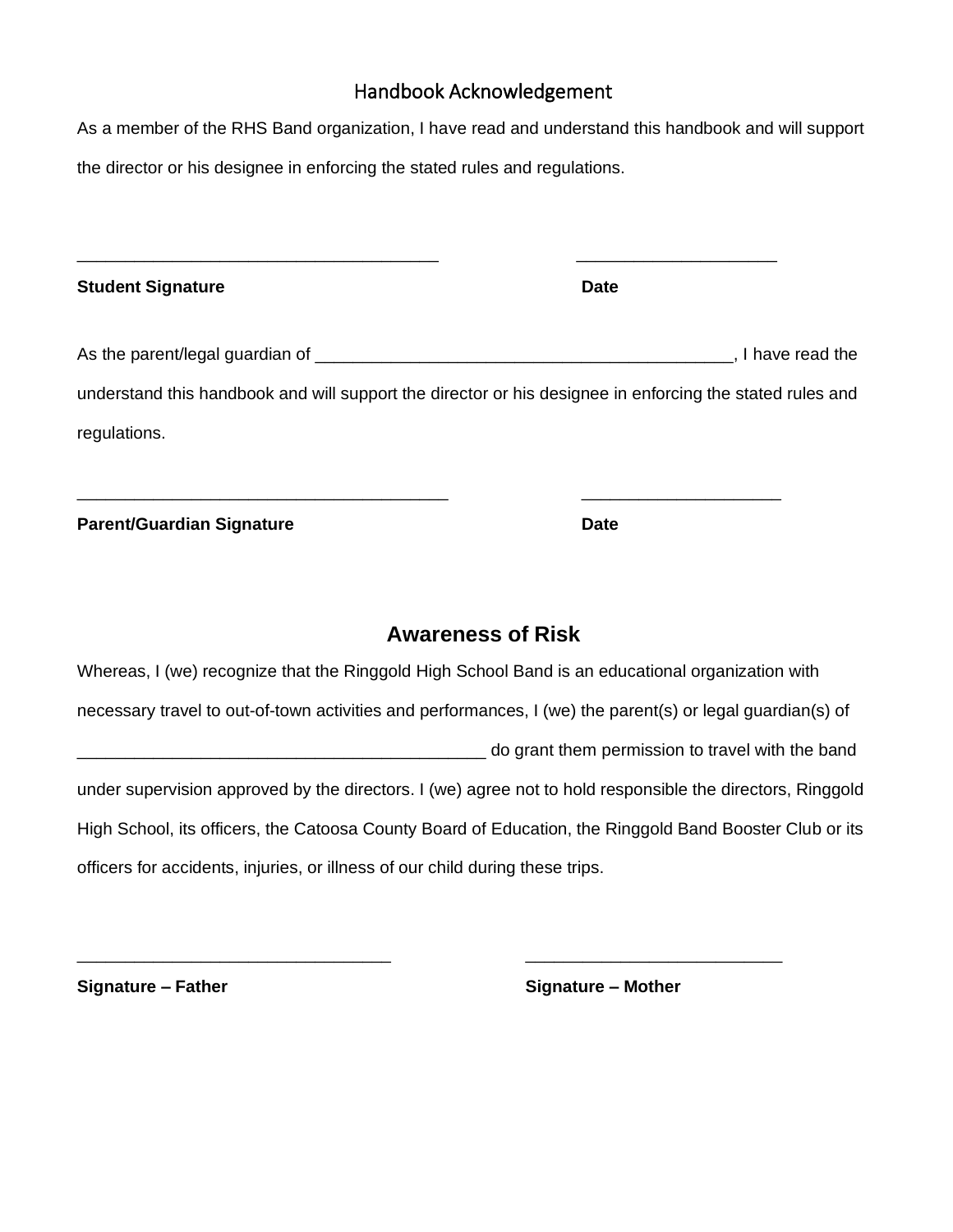## Handbook Acknowledgement

As a member of the RHS Band organization, I have read and understand this handbook and will support the director or his designee in enforcing the stated rules and regulations.

_____________________________________ &nbsp;&nbsp;&nbsp;&nbsp;&nbsp;&nbsp;&nbsp;&nbsp;&nbsp;&nbsp; ____________________

**Student Signature** &nbsp;&nbsp;&nbsp;&nbsp;&nbsp;&nbsp;&nbsp;&nbsp;&nbsp;&nbsp;&nbsp;&nbsp;&nbsp;&nbsp;&nbsp;&nbsp;&nbsp;&nbsp;&nbsp;&nbsp;&nbsp;&nbsp;&nbsp;&nbsp;&nbsp;&nbsp;&nbsp;&nbsp;&nbsp;&nbsp;&nbsp;&nbsp;&nbsp;&nbsp;&nbsp;&nbsp;&nbsp;&nbsp;&nbsp;&nbsp; **Date**

As the parent/legal guardian of __________________________________________, I have read the understand this handbook and will support the director or his designee in enforcing the stated rules and regulations.

______________________________________ &nbsp;&nbsp;&nbsp;&nbsp;&nbsp;&nbsp;&nbsp;&nbsp;&nbsp;&nbsp; ____________________

**Parent/Guardian Signature** &nbsp;&nbsp;&nbsp;&nbsp;&nbsp;&nbsp;&nbsp;&nbsp;&nbsp;&nbsp;&nbsp;&nbsp;&nbsp;&nbsp;&nbsp;&nbsp;&nbsp;&nbsp;&nbsp;&nbsp;&nbsp;&nbsp;&nbsp;&nbsp;&nbsp;&nbsp;&nbsp;&nbsp; **Date**

## Awareness of Risk

Whereas, I (we) recognize that the Ringgold High School Band is an educational organization with necessary travel to out-of-town activities and performances, I (we) the parent(s) or legal guardian(s) of __________________________________________ do grant them permission to travel with the band under supervision approved by the directors. I (we) agree not to hold responsible the directors, Ringgold High School, its officers, the Catoosa County Board of Education, the Ringgold Band Booster Club or its officers for accidents, injuries, or illness of our child during these trips.

________________________________ &nbsp;&nbsp;&nbsp;&nbsp;&nbsp;&nbsp;&nbsp;&nbsp;&nbsp;&nbsp; __________________________

**Signature – Father** &nbsp;&nbsp;&nbsp;&nbsp;&nbsp;&nbsp;&nbsp;&nbsp;&nbsp;&nbsp;&nbsp;&nbsp;&nbsp;&nbsp;&nbsp;&nbsp;&nbsp;&nbsp;&nbsp;&nbsp;&nbsp;&nbsp;&nbsp;&nbsp;&nbsp;&nbsp;&nbsp;&nbsp;&nbsp;&nbsp;&nbsp;&nbsp;&nbsp;&nbsp;&nbsp;&nbsp; **Signature – Mother**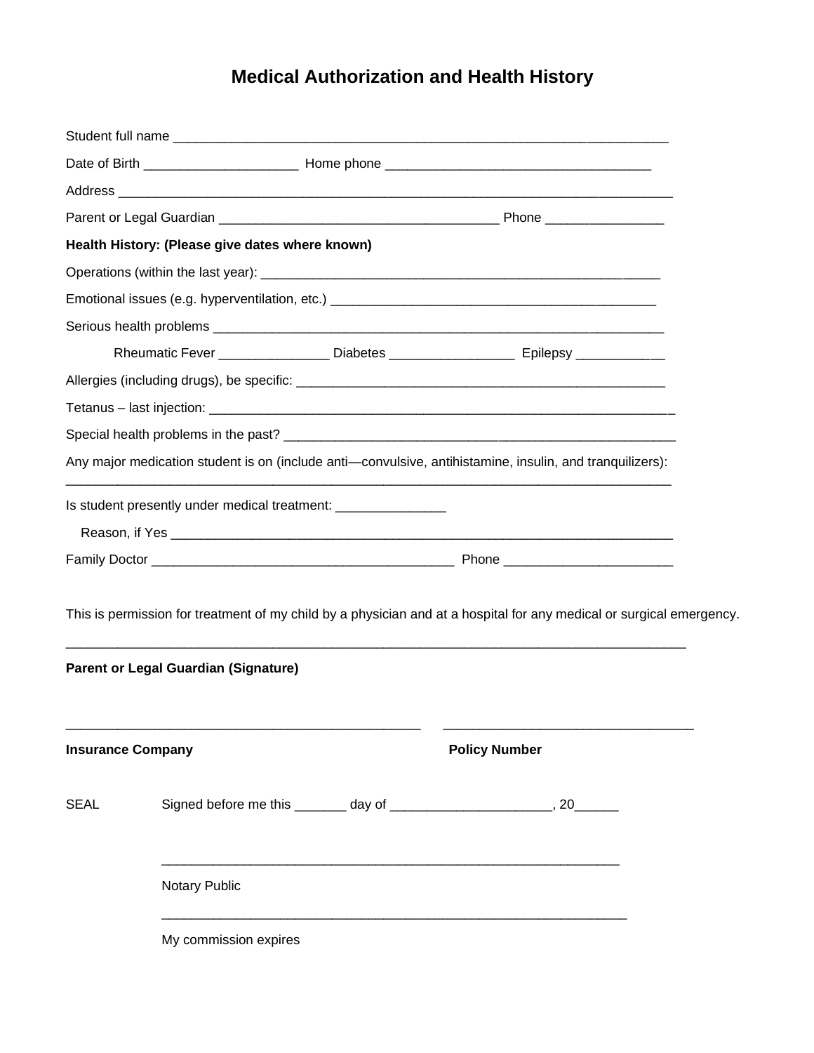# Medical Authorization and Health History

Student full name ___________________________________________________________________

Date of Birth _____________________ Home phone ____________________________________

Address ____________________________________________________________________________

Parent or Legal Guardian _____________________________________ Phone ________________

**Health History: (Please give dates where known)**

Operations (within the last year): _______________________________________________________

Emotional issues (e.g. hyperventilation, etc.) ____________________________________________

Serious health problems ______________________________________________________________

Rheumatic Fever _______________ Diabetes _________________ Epilepsy ____________

Allergies (including drugs), be specific: __________________________________________________

Tetanus – last injection: ______________________________________________________________

Special health problems in the past? ____________________________________________________

Any major medication student is on (include anti—convulsive, antihistamine, insulin, and tranquilizers):
_____________________________________________________________________________________

Is student presently under medical treatment: _______________

Reason, if Yes ______________________________________________________________________

Family Doctor __________________________________________ Phone ______________________

This is permission for treatment of my child by a physician and at a hospital for any medical or surgical emergency.

_____________________________________________________________________________________

**Parent or Legal Guardian (Signature)**

_________________________________________________ _________________________________

**Insurance Company** **Policy Number**

SEAL Signed before me this _______ day of ______________________, 20______

_______________________________________________________________

Notary Public

_______________________________________________________________

My commission expires